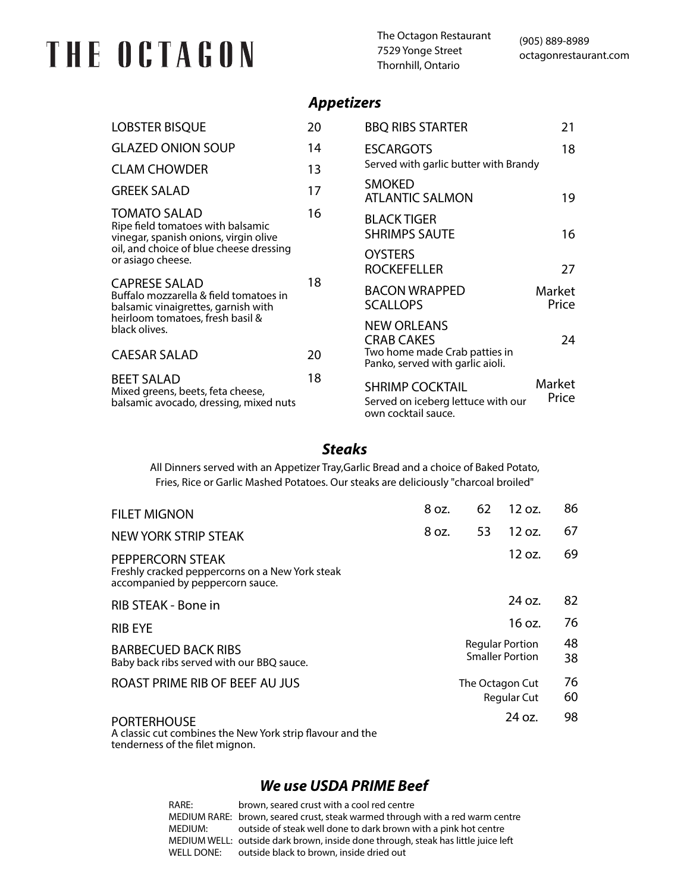# THE OCTAGON

The Octagon Restaurant
7529 Yonge Street
Thornhill, Ontario

(905) 889-8989
octagonrestaurant.com

## *Appetizers*

| Item | Price |
|---|---|
| LOBSTER BISQUE | 20 |
| GLAZED ONION SOUP | 14 |
| CLAM CHOWDER | 13 |
| GREEK SALAD | 17 |
| TOMATO SALAD<br>Ripe field tomatoes with balsamic vinegar, spanish onions, virgin olive oil, and choice of blue cheese dressing or asiago cheese. | 16 |
| CAPRESE SALAD<br>Buffalo mozzarella & field tomatoes in balsamic vinaigrettes, garnish with heirloom tomatoes, fresh basil & black olives. | 18 |
| CAESAR SALAD | 20 |
| BEET SALAD<br>Mixed greens, beets, feta cheese, balsamic avocado, dressing, mixed nuts | 18 |
| BBQ RIBS STARTER | 21 |
| ESCARGOTS<br>Served with garlic butter with Brandy | 18 |
| SMOKED ATLANTIC SALMON | 19 |
| BLACK TIGER SHRIMPS SAUTE | 16 |
| OYSTERS ROCKEFELLER | 27 |
| BACON WRAPPED SCALLOPS | Market Price |
| NEW ORLEANS CRAB CAKES<br>Two home made Crab patties in Panko, served with garlic aioli. | 24 |
| SHRIMP COCKTAIL<br>Served on iceberg lettuce with our own cocktail sauce. | Market Price |

## *Steaks*

All Dinners served with an Appetizer Tray,Garlic Bread and a choice of Baked Potato, Fries, Rice or Garlic Mashed Potatoes. Our steaks are deliciously "charcoal broiled"

| Item | Size | Price | Size | Price |
|---|---|---|---|---|
| FILET MIGNON | 8 oz. | 62 | 12 oz. | 86 |
| NEW YORK STRIP STEAK | 8 oz. | 53 | 12 oz. | 67 |
| PEPPERCORN STEAK<br>Freshly cracked peppercorns on a New York steak accompanied by peppercorn sauce. | | | 12 oz. | 69 |
| RIB STEAK - Bone in | | | 24 oz. | 82 |
| RIB EYE | | | 16 oz. | 76 |
| BARBECUED BACK RIBS<br>Baby back ribs served with our BBQ sauce. | | | Regular Portion<br>Smaller Portion | 48<br>38 |
| ROAST PRIME RIB OF BEEF AU JUS | | | The Octagon Cut<br>Regular Cut | 76<br>60 |
| PORTERHOUSE<br>A classic cut combines the New York strip flavour and the tenderness of the filet mignon. | | | 24 oz. | 98 |

## *We use USDA PRIME Beef*

RARE: brown, seared crust with a cool red centre
MEDIUM RARE: brown, seared crust, steak warmed through with a red warm centre
MEDIUM: outside of steak well done to dark brown with a pink hot centre
MEDIUM WELL: outside dark brown, inside done through, steak has little juice left
WELL DONE: outside black to brown, inside dried out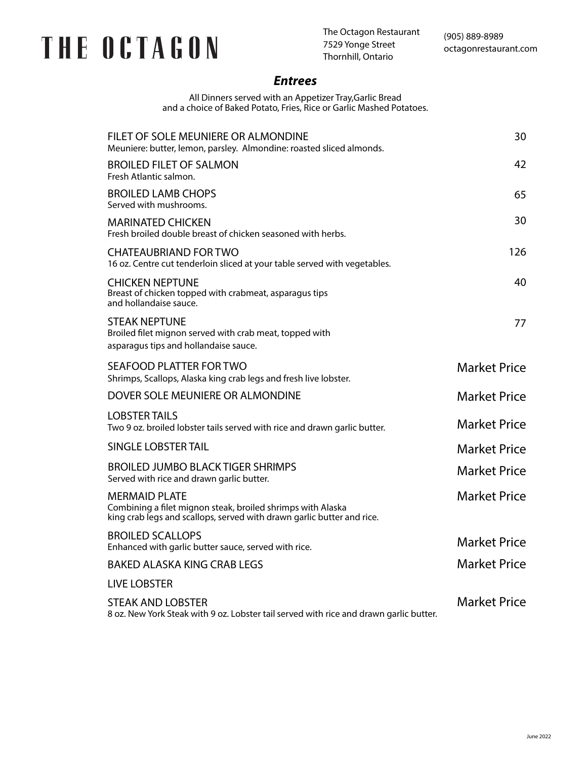# THE OCTAGON

The Octagon Restaurant
7529 Yonge Street
Thornhill, Ontario

(905) 889-8989
octagonrestaurant.com

## *Entrees*

All Dinners served with an Appetizer Tray,Garlic Bread
and a choice of Baked Potato, Fries, Rice or Garlic Mashed Potatoes.

| | |
|---|---|
| FILET OF SOLE MEUNIERE OR ALMONDINE<br>Meuniere: butter, lemon, parsley. Almondine: roasted sliced almonds. | 30 |
| BROILED FILET OF SALMON<br>Fresh Atlantic salmon. | 42 |
| BROILED LAMB CHOPS<br>Served with mushrooms. | 65 |
| MARINATED CHICKEN<br>Fresh broiled double breast of chicken seasoned with herbs. | 30 |
| CHATEAUBRIAND FOR TWO<br>16 oz. Centre cut tenderloin sliced at your table served with vegetables. | 126 |
| CHICKEN NEPTUNE<br>Breast of chicken topped with crabmeat, asparagus tips and hollandaise sauce. | 40 |
| STEAK NEPTUNE<br>Broiled filet mignon served with crab meat, topped with asparagus tips and hollandaise sauce. | 77 |
| SEAFOOD PLATTER FOR TWO<br>Shrimps, Scallops, Alaska king crab legs and fresh live lobster. | Market Price |
| DOVER SOLE MEUNIERE OR ALMONDINE | Market Price |
| LOBSTER TAILS<br>Two 9 oz. broiled lobster tails served with rice and drawn garlic butter. | Market Price |
| SINGLE LOBSTER TAIL | Market Price |
| BROILED JUMBO BLACK TIGER SHRIMPS<br>Served with rice and drawn garlic butter. | Market Price |
| MERMAID PLATE<br>Combining a filet mignon steak, broiled shrimps with Alaska king crab legs and scallops, served with drawn garlic butter and rice. | Market Price |
| BROILED SCALLOPS<br>Enhanced with garlic butter sauce, served with rice. | Market Price |
| BAKED ALASKA KING CRAB LEGS | Market Price |
| LIVE LOBSTER | |
| STEAK AND LOBSTER<br>8 oz. New York Steak with 9 oz. Lobster tail served with rice and drawn garlic butter. | Market Price |

June 2022